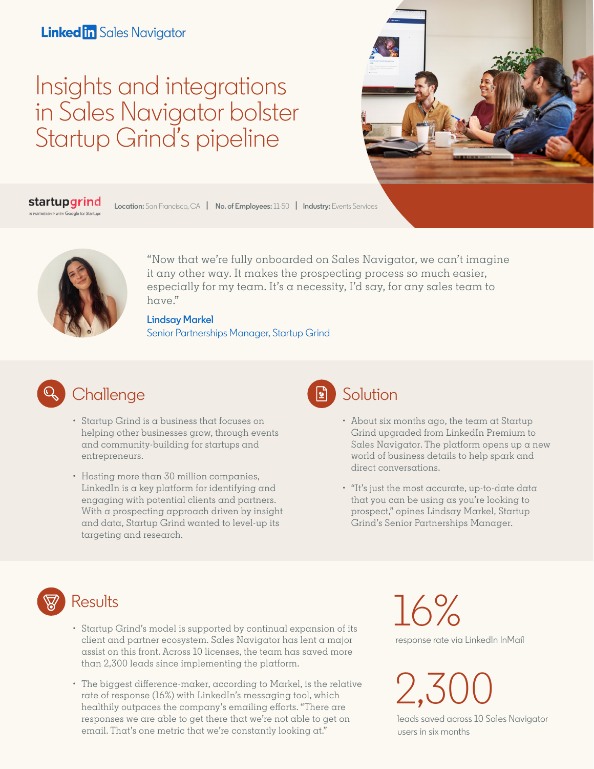LinkedIn Sales Navigator

# Insights and integrations in Sales Navigator bolster Startup Grind's pipeline

startupgrind
IN PARTNERSHIP WITH Google for Startups

**Location:** San Francisco, CA | **No. of Employees:** 11-50 | **Industry:** Events Services

"Now that we're fully onboarded on Sales Navigator, we can't imagine it any other way. It makes the prospecting process so much easier, especially for my team. It's a necessity, I'd say, for any sales team to have."

**Lindsay Markel**
Senior Partnerships Manager, Startup Grind

## Challenge

- Startup Grind is a business that focuses on helping other businesses grow, through events and community-building for startups and entrepreneurs.
- Hosting more than 30 million companies, LinkedIn is a key platform for identifying and engaging with potential clients and partners. With a prospecting approach driven by insight and data, Startup Grind wanted to level-up its targeting and research.

## Solution

- About six months ago, the team at Startup Grind upgraded from LinkedIn Premium to Sales Navigator. The platform opens up a new world of business details to help spark and direct conversations.
- "It's just the most accurate, up-to-date data that you can be using as you're looking to prospect," opines Lindsay Markel, Startup Grind's Senior Partnerships Manager.

## Results

- Startup Grind's model is supported by continual expansion of its client and partner ecosystem. Sales Navigator has lent a major assist on this front. Across 10 licenses, the team has saved more than 2,300 leads since implementing the platform.
- The biggest difference-maker, according to Markel, is the relative rate of response (16%) with LinkedIn's messaging tool, which healthily outpaces the company's emailing efforts. "There are responses we are able to get there that we're not able to get on email. That's one metric that we're constantly looking at."

**16%**
response rate via LinkedIn InMail

**2,300**
leads saved across 10 Sales Navigator users in six months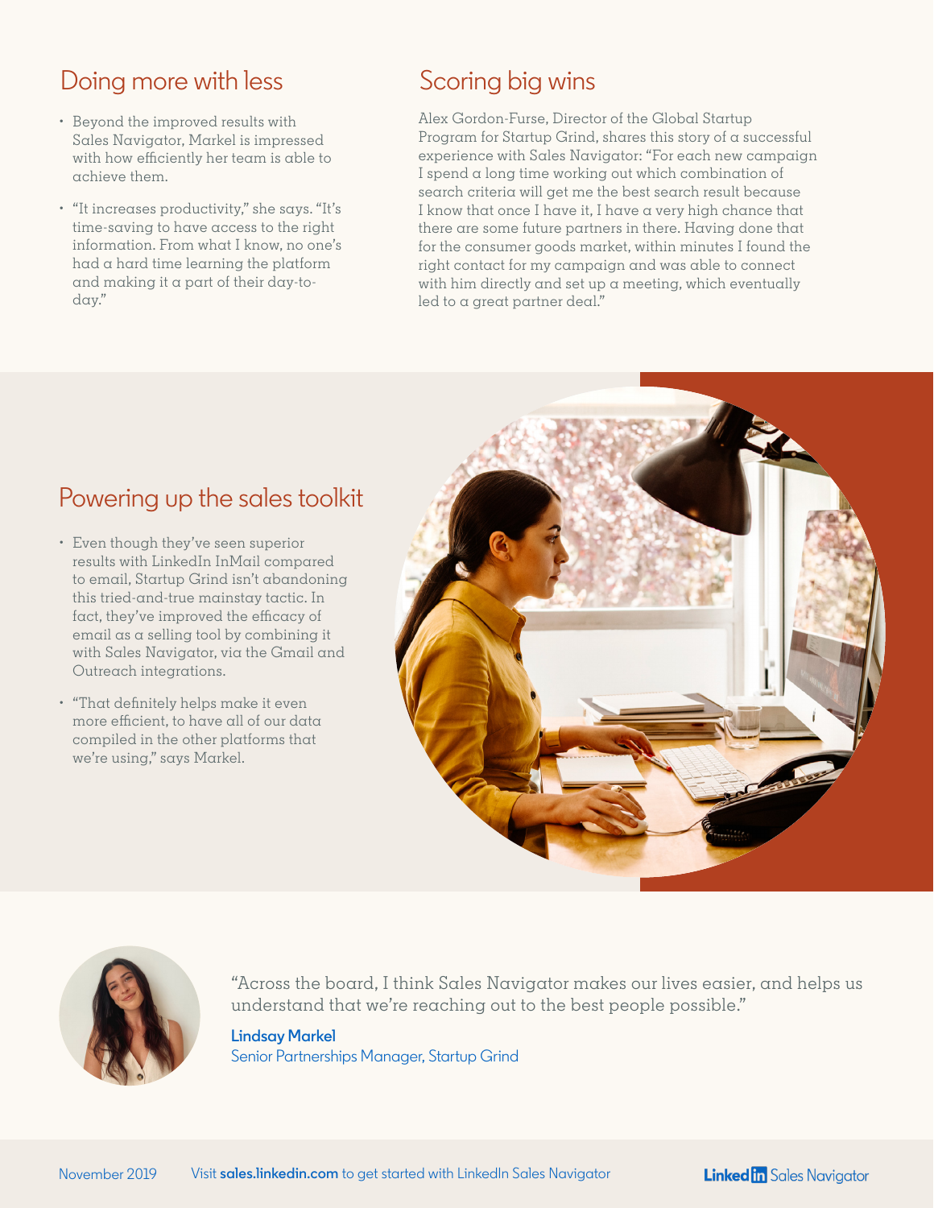## Doing more with less

- Beyond the improved results with Sales Navigator, Markel is impressed with how efficiently her team is able to achieve them.
- "It increases productivity," she says. "It's time-saving to have access to the right information. From what I know, no one's had a hard time learning the platform and making it a part of their day-to-day."

## Scoring big wins

Alex Gordon-Furse, Director of the Global Startup Program for Startup Grind, shares this story of a successful experience with Sales Navigator: "For each new campaign I spend a long time working out which combination of search criteria will get me the best search result because I know that once I have it, I have a very high chance that there are some future partners in there. Having done that for the consumer goods market, within minutes I found the right contact for my campaign and was able to connect with him directly and set up a meeting, which eventually led to a great partner deal."

## Powering up the sales toolkit

- Even though they've seen superior results with LinkedIn InMail compared to email, Startup Grind isn't abandoning this tried-and-true mainstay tactic. In fact, they've improved the efficacy of email as a selling tool by combining it with Sales Navigator, via the Gmail and Outreach integrations.
- "That definitely helps make it even more efficient, to have all of our data compiled in the other platforms that we're using," says Markel.

"Across the board, I think Sales Navigator makes our lives easier, and helps us understand that we're reaching out to the best people possible."

**Lindsay Markel**
Senior Partnerships Manager, Startup Grind

November 2019 Visit **sales.linkedin.com** to get started with LinkedIn Sales Navigator

LinkedIn Sales Navigator